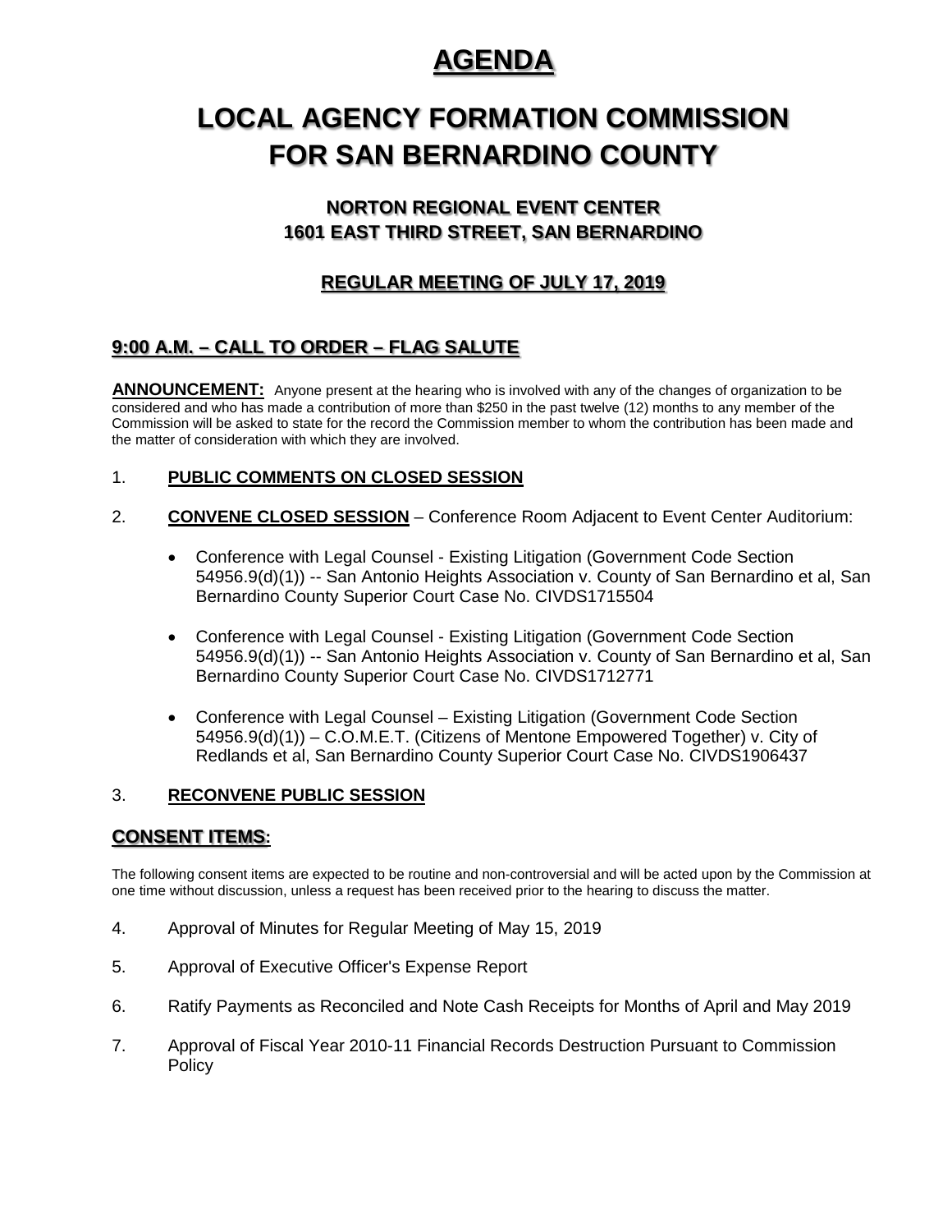# AGENDA

# LOCAL AGENCY FORMATION COMMISSION FOR SAN BERNARDINO COUNTY

### NORTON REGIONAL EVENT CENTER
### 1601 EAST THIRD STREET, SAN BERNARDINO

### REGULAR MEETING OF JULY 17, 2019

## 9:00 A.M. – CALL TO ORDER – FLAG SALUTE

**ANNOUNCEMENT:** Anyone present at the hearing who is involved with any of the changes of organization to be considered and who has made a contribution of more than $250 in the past twelve (12) months to any member of the Commission will be asked to state for the record the Commission member to whom the contribution has been made and the matter of consideration with which they are involved.

1. **PUBLIC COMMENTS ON CLOSED SESSION**

2. **CONVENE CLOSED SESSION** – Conference Room Adjacent to Event Center Auditorium:

   - Conference with Legal Counsel - Existing Litigation (Government Code Section 54956.9(d)(1)) -- San Antonio Heights Association v. County of San Bernardino et al, San Bernardino County Superior Court Case No. CIVDS1715504

   - Conference with Legal Counsel - Existing Litigation (Government Code Section 54956.9(d)(1)) -- San Antonio Heights Association v. County of San Bernardino et al, San Bernardino County Superior Court Case No. CIVDS1712771

   - Conference with Legal Counsel – Existing Litigation (Government Code Section 54956.9(d)(1)) – C.O.M.E.T. (Citizens of Mentone Empowered Together) v. City of Redlands et al, San Bernardino County Superior Court Case No. CIVDS1906437

3. **RECONVENE PUBLIC SESSION**

## CONSENT ITEMS:

The following consent items are expected to be routine and non-controversial and will be acted upon by the Commission at one time without discussion, unless a request has been received prior to the hearing to discuss the matter.

4. Approval of Minutes for Regular Meeting of May 15, 2019

5. Approval of Executive Officer's Expense Report

6. Ratify Payments as Reconciled and Note Cash Receipts for Months of April and May 2019

7. Approval of Fiscal Year 2010-11 Financial Records Destruction Pursuant to Commission Policy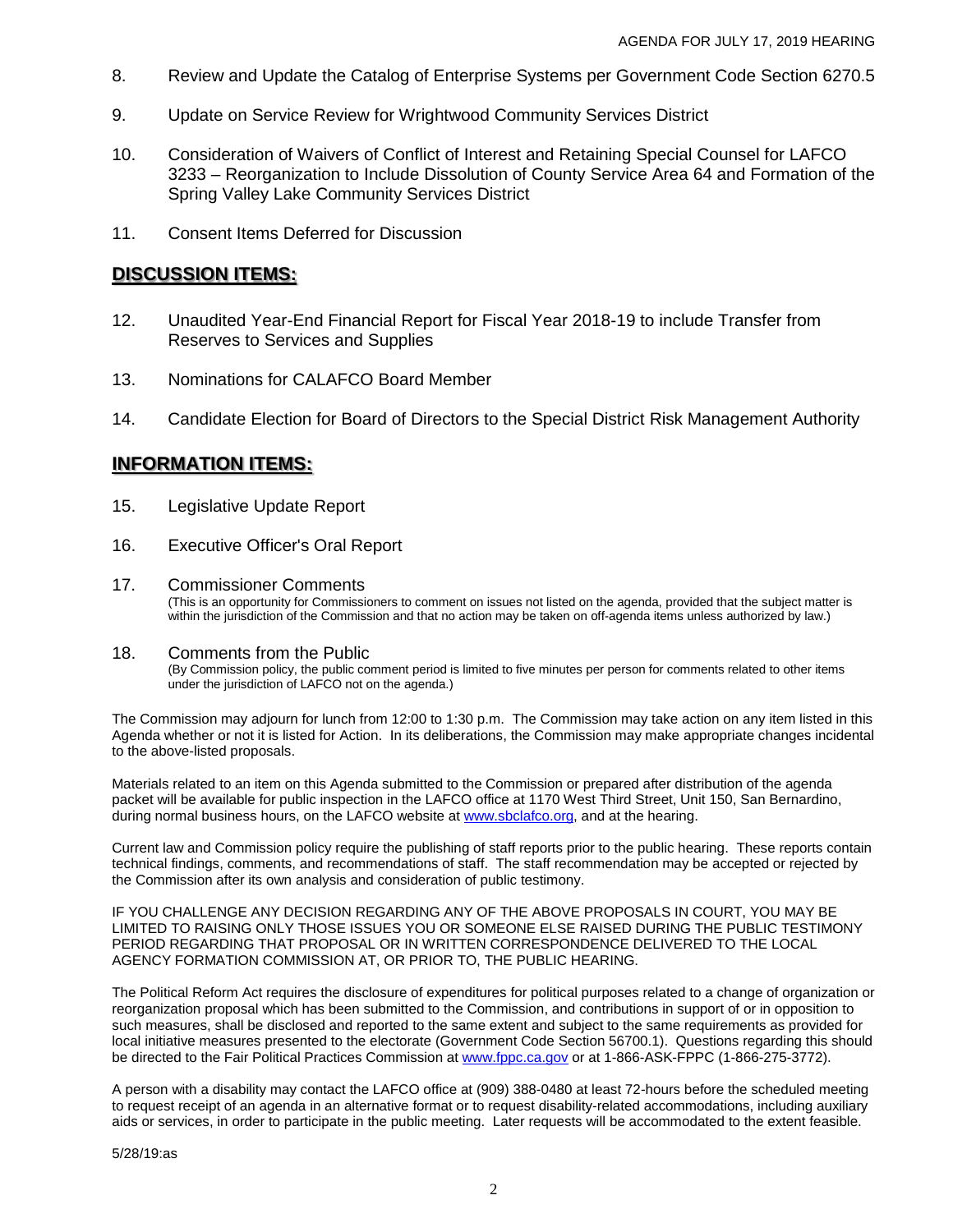8. Review and Update the Catalog of Enterprise Systems per Government Code Section 6270.5

9. Update on Service Review for Wrightwood Community Services District

10. Consideration of Waivers of Conflict of Interest and Retaining Special Counsel for LAFCO 3233 – Reorganization to Include Dissolution of County Service Area 64 and Formation of the Spring Valley Lake Community Services District

11. Consent Items Deferred for Discussion

## DISCUSSION ITEMS:

12. Unaudited Year-End Financial Report for Fiscal Year 2018-19 to include Transfer from Reserves to Services and Supplies

13. Nominations for CALAFCO Board Member

14. Candidate Election for Board of Directors to the Special District Risk Management Authority

## INFORMATION ITEMS:

15. Legislative Update Report

16. Executive Officer's Oral Report

17. Commissioner Comments
(This is an opportunity for Commissioners to comment on issues not listed on the agenda, provided that the subject matter is within the jurisdiction of the Commission and that no action may be taken on off-agenda items unless authorized by law.)

18. Comments from the Public
(By Commission policy, the public comment period is limited to five minutes per person for comments related to other items under the jurisdiction of LAFCO not on the agenda.)

The Commission may adjourn for lunch from 12:00 to 1:30 p.m. The Commission may take action on any item listed in this Agenda whether or not it is listed for Action. In its deliberations, the Commission may make appropriate changes incidental to the above-listed proposals.

Materials related to an item on this Agenda submitted to the Commission or prepared after distribution of the agenda packet will be available for public inspection in the LAFCO office at 1170 West Third Street, Unit 150, San Bernardino, during normal business hours, on the LAFCO website at www.sbclafco.org, and at the hearing.

Current law and Commission policy require the publishing of staff reports prior to the public hearing. These reports contain technical findings, comments, and recommendations of staff. The staff recommendation may be accepted or rejected by the Commission after its own analysis and consideration of public testimony.

IF YOU CHALLENGE ANY DECISION REGARDING ANY OF THE ABOVE PROPOSALS IN COURT, YOU MAY BE LIMITED TO RAISING ONLY THOSE ISSUES YOU OR SOMEONE ELSE RAISED DURING THE PUBLIC TESTIMONY PERIOD REGARDING THAT PROPOSAL OR IN WRITTEN CORRESPONDENCE DELIVERED TO THE LOCAL AGENCY FORMATION COMMISSION AT, OR PRIOR TO, THE PUBLIC HEARING.

The Political Reform Act requires the disclosure of expenditures for political purposes related to a change of organization or reorganization proposal which has been submitted to the Commission, and contributions in support of or in opposition to such measures, shall be disclosed and reported to the same extent and subject to the same requirements as provided for local initiative measures presented to the electorate (Government Code Section 56700.1). Questions regarding this should be directed to the Fair Political Practices Commission at www.fppc.ca.gov or at 1-866-ASK-FPPC (1-866-275-3772).

A person with a disability may contact the LAFCO office at (909) 388-0480 at least 72-hours before the scheduled meeting to request receipt of an agenda in an alternative format or to request disability-related accommodations, including auxiliary aids or services, in order to participate in the public meeting. Later requests will be accommodated to the extent feasible.

5/28/19:as